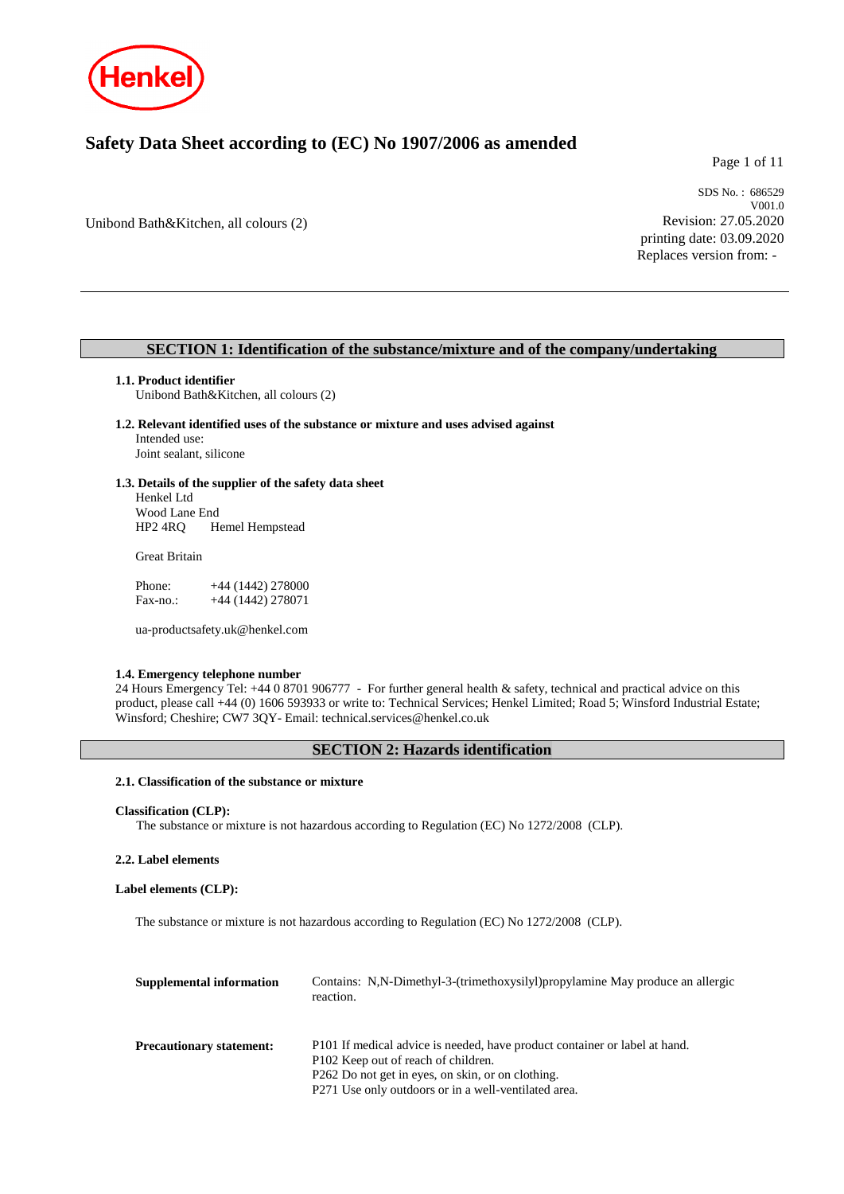# Safety Data Sheet according to (EC) No 1907/2006 as amended

Unibond Bath&Kitchen, all colours (2)

SDS No. : 686529
V001.0
Revision: 27.05.2020
printing date: 03.09.2020
Replaces version from: -

## SECTION 1: Identification of the substance/mixture and of the company/undertaking

**1.1. Product identifier**
Unibond Bath&Kitchen, all colours (2)

**1.2. Relevant identified uses of the substance or mixture and uses advised against**
Intended use:
Joint sealant, silicone

**1.3. Details of the supplier of the safety data sheet**
Henkel Ltd
Wood Lane End
HP2 4RQ Hemel Hempstead

Great Britain

Phone: +44 (1442) 278000
Fax-no.: +44 (1442) 278071

ua-productsafety.uk@henkel.com

**1.4. Emergency telephone number**
24 Hours Emergency Tel: +44 0 8701 906777 - For further general health & safety, technical and practical advice on this product, please call +44 (0) 1606 593933 or write to: Technical Services; Henkel Limited; Road 5; Winsford Industrial Estate; Winsford; Cheshire; CW7 3QY- Email: technical.services@henkel.co.uk

## SECTION 2: Hazards identification

**2.1. Classification of the substance or mixture**

**Classification (CLP):**
The substance or mixture is not hazardous according to Regulation (EC) No 1272/2008 (CLP).

**2.2. Label elements**

**Label elements (CLP):**

The substance or mixture is not hazardous according to Regulation (EC) No 1272/2008 (CLP).

**Supplemental information**
Contains: N,N-Dimethyl-3-(trimethoxysilyl)propylamine May produce an allergic reaction.

**Precautionary statement:**
P101 If medical advice is needed, have product container or label at hand.
P102 Keep out of reach of children.
P262 Do not get in eyes, on skin, or on clothing.
P271 Use only outdoors or in a well-ventilated area.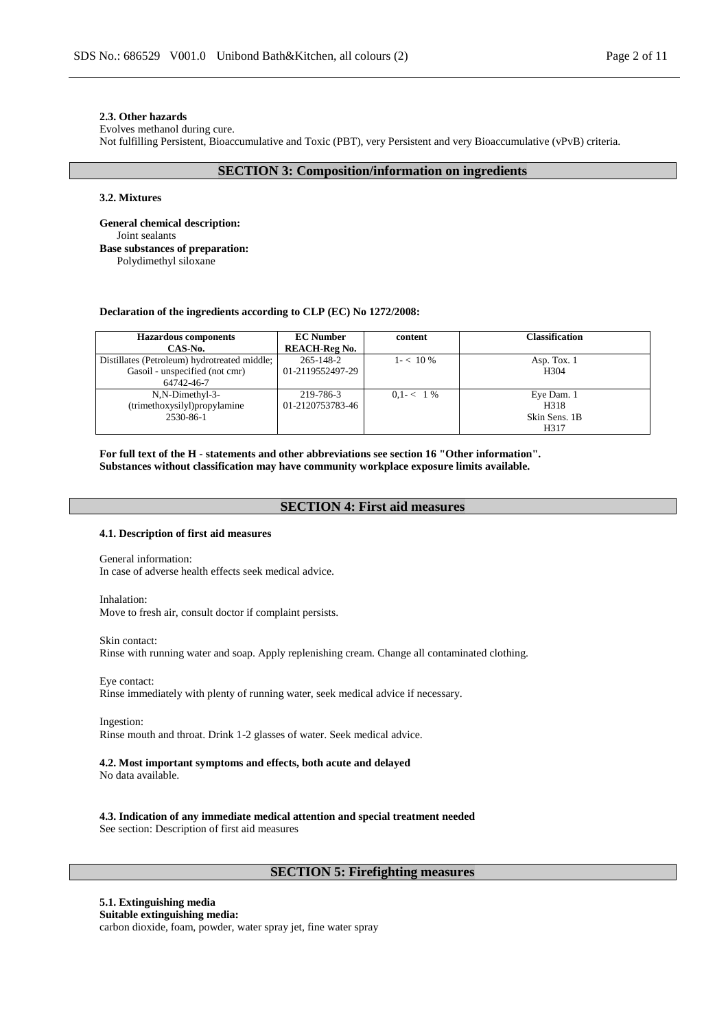### 2.3. Other hazards

Evolves methanol during cure.
Not fulfilling Persistent, Bioaccumulative and Toxic (PBT), very Persistent and very Bioaccumulative (vPvB) criteria.

## SECTION 3: Composition/information on ingredients

### 3.2. Mixtures

**General chemical description:**
Joint sealants
**Base substances of preparation:**
Polydimethyl siloxane

**Declaration of the ingredients according to CLP (EC) No 1272/2008:**

| Hazardous components<br>CAS-No. | EC Number<br>REACH-Reg No. | content | Classification |
|---|---|---|---|
| Distillates (Petroleum) hydrotreated middle; Gasoil - unspecified (not cmr)<br>64742-46-7 | 265-148-2<br>01-2119552497-29 | 1- < 10 % | Asp. Tox. 1<br>H304 |
| N,N-Dimethyl-3-(trimethoxysilyl)propylamine<br>2530-86-1 | 219-786-3<br>01-2120753783-46 | 0,1- < 1 % | Eye Dam. 1<br>H318<br>Skin Sens. 1B<br>H317 |

**For full text of the H - statements and other abbreviations see section 16 "Other information".**
**Substances without classification may have community workplace exposure limits available.**

## SECTION 4: First aid measures

### 4.1. Description of first aid measures

General information:
In case of adverse health effects seek medical advice.

Inhalation:
Move to fresh air, consult doctor if complaint persists.

Skin contact:
Rinse with running water and soap. Apply replenishing cream. Change all contaminated clothing.

Eye contact:
Rinse immediately with plenty of running water, seek medical advice if necessary.

Ingestion:
Rinse mouth and throat. Drink 1-2 glasses of water. Seek medical advice.

### 4.2. Most important symptoms and effects, both acute and delayed

No data available.

### 4.3. Indication of any immediate medical attention and special treatment needed

See section: Description of first aid measures

## SECTION 5: Firefighting measures

### 5.1. Extinguishing media

**Suitable extinguishing media:**
carbon dioxide, foam, powder, water spray jet, fine water spray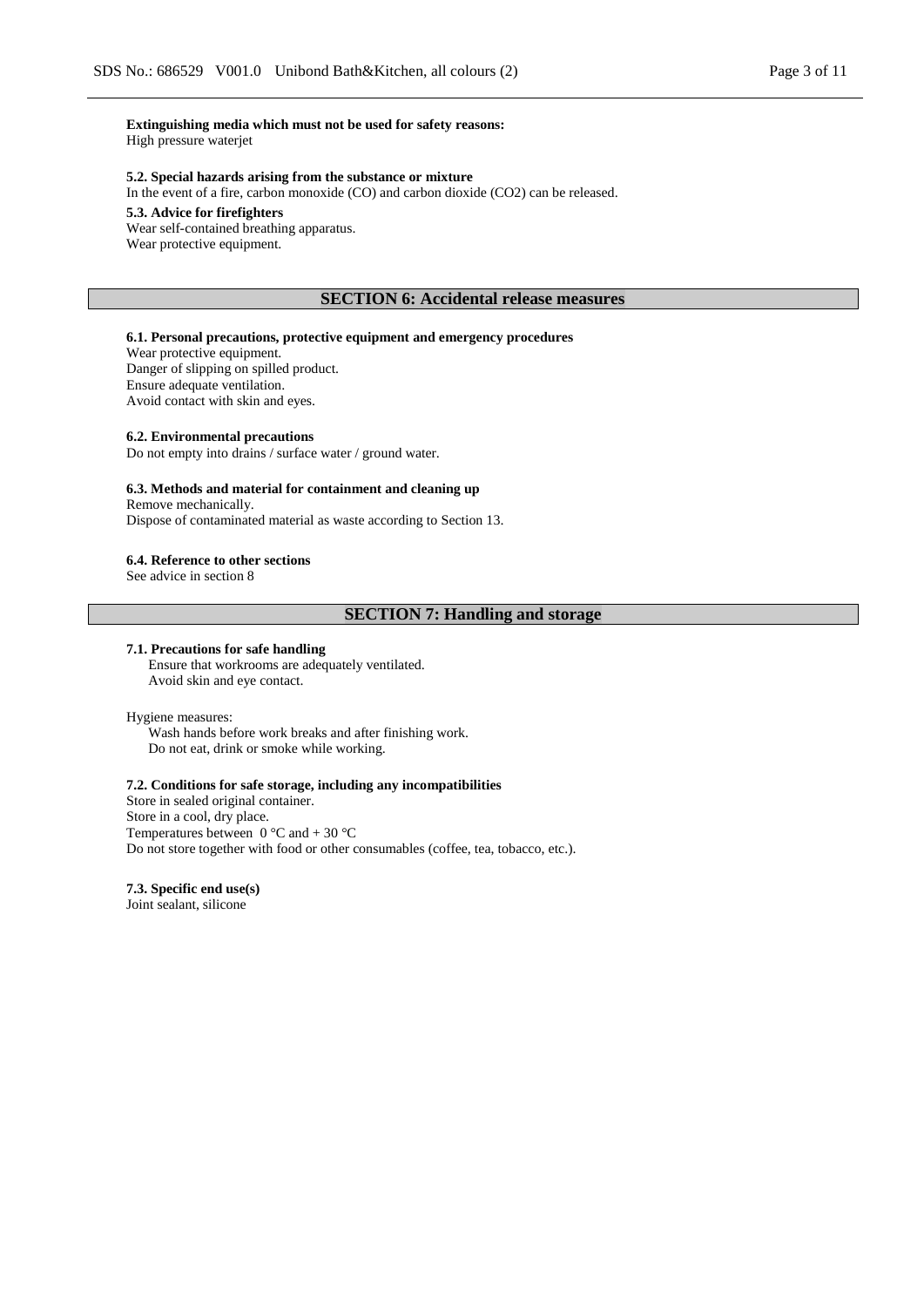**Extinguishing media which must not be used for safety reasons:**
High pressure waterjet

**5.2. Special hazards arising from the substance or mixture**
In the event of a fire, carbon monoxide (CO) and carbon dioxide ($CO_2$) can be released.

**5.3. Advice for firefighters**
Wear self-contained breathing apparatus.
Wear protective equipment.

## SECTION 6: Accidental release measures

**6.1. Personal precautions, protective equipment and emergency procedures**
Wear protective equipment.
Danger of slipping on spilled product.
Ensure adequate ventilation.
Avoid contact with skin and eyes.

**6.2. Environmental precautions**
Do not empty into drains / surface water / ground water.

**6.3. Methods and material for containment and cleaning up**
Remove mechanically.
Dispose of contaminated material as waste according to Section 13.

**6.4. Reference to other sections**
See advice in section 8

## SECTION 7: Handling and storage

**7.1. Precautions for safe handling**
Ensure that workrooms are adequately ventilated.
Avoid skin and eye contact.

Hygiene measures:
Wash hands before work breaks and after finishing work.
Do not eat, drink or smoke while working.

**7.2. Conditions for safe storage, including any incompatibilities**
Store in sealed original container.
Store in a cool, dry place.
Temperatures between 0 °C and + 30 °C
Do not store together with food or other consumables (coffee, tea, tobacco, etc.).

**7.3. Specific end use(s)**
Joint sealant, silicone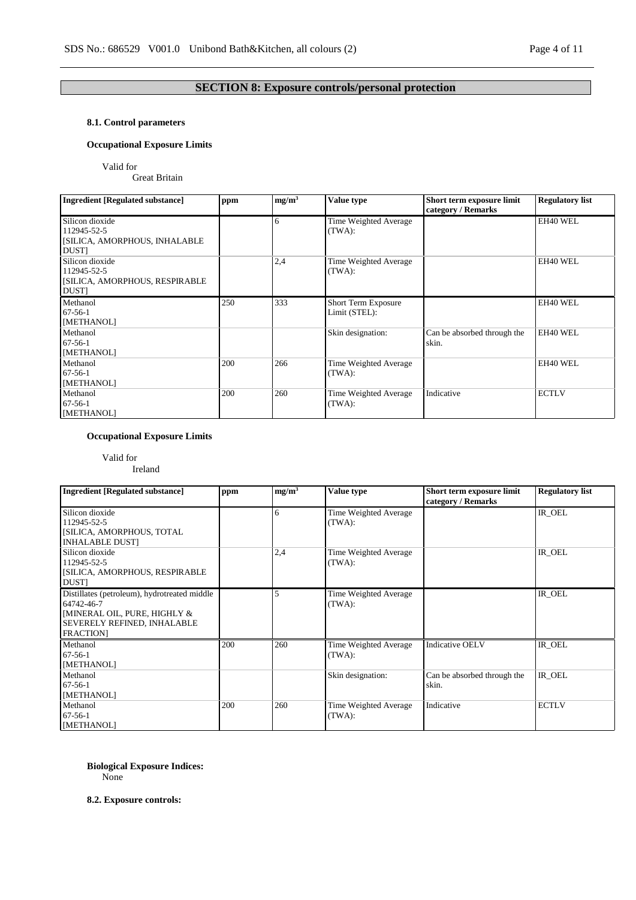## SECTION 8: Exposure controls/personal protection

### 8.1. Control parameters

**Occupational Exposure Limits**

Valid for
Great Britain

| Ingredient [Regulated substance] | ppm | $mg/m^3$ | Value type | Short term exposure limit category / Remarks | Regulatory list |
|---|---|---|---|---|---|
| Silicon dioxide 112945-52-5 [SILICA, AMORPHOUS, INHALABLE DUST] | | 6 | Time Weighted Average (TWA): | | EH40 WEL |
| Silicon dioxide 112945-52-5 [SILICA, AMORPHOUS, RESPIRABLE DUST] | | 2,4 | Time Weighted Average (TWA): | | EH40 WEL |
| Methanol 67-56-1 [METHANOL] | 250 | 333 | Short Term Exposure Limit (STEL): | | EH40 WEL |
| Methanol 67-56-1 [METHANOL] | | | Skin designation: | Can be absorbed through the skin. | EH40 WEL |
| Methanol 67-56-1 [METHANOL] | 200 | 266 | Time Weighted Average (TWA): | | EH40 WEL |
| Methanol 67-56-1 [METHANOL] | 200 | 260 | Time Weighted Average (TWA): | Indicative | ECTLV |

**Occupational Exposure Limits**

Valid for
Ireland

| Ingredient [Regulated substance] | ppm | $mg/m^3$ | Value type | Short term exposure limit category / Remarks | Regulatory list |
|---|---|---|---|---|---|
| Silicon dioxide 112945-52-5 [SILICA, AMORPHOUS, TOTAL INHALABLE DUST] | | 6 | Time Weighted Average (TWA): | | IR_OEL |
| Silicon dioxide 112945-52-5 [SILICA, AMORPHOUS, RESPIRABLE DUST] | | 2,4 | Time Weighted Average (TWA): | | IR_OEL |
| Distillates (petroleum), hydrotreated middle 64742-46-7 [MINERAL OIL, PURE, HIGHLY & SEVERELY REFINED, INHALABLE FRACTION] | | 5 | Time Weighted Average (TWA): | | IR_OEL |
| Methanol 67-56-1 [METHANOL] | 200 | 260 | Time Weighted Average (TWA): | Indicative OELV | IR_OEL |
| Methanol 67-56-1 [METHANOL] | | | Skin designation: | Can be absorbed through the skin. | IR_OEL |
| Methanol 67-56-1 [METHANOL] | 200 | 260 | Time Weighted Average (TWA): | Indicative | ECTLV |

**Biological Exposure Indices:**
None

### 8.2. Exposure controls: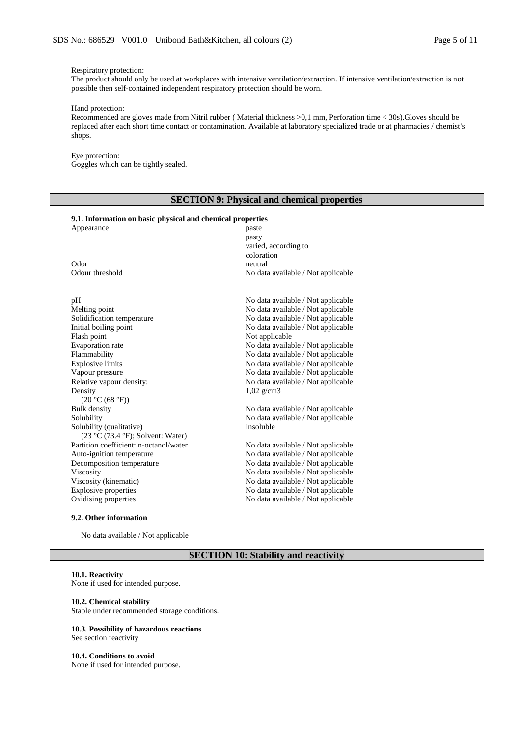Respiratory protection:
The product should only be used at workplaces with intensive ventilation/extraction. If intensive ventilation/extraction is not possible then self-contained independent respiratory protection should be worn.

Hand protection:
Recommended are gloves made from Nitril rubber ( Material thickness >0,1 mm, Perforation time < 30s).Gloves should be replaced after each short time contact or contamination. Available at laboratory specialized trade or at pharmacies / chemist's shops.

Eye protection:
Goggles which can be tightly sealed.

## SECTION 9: Physical and chemical properties

**9.1. Information on basic physical and chemical properties**

| | |
|---|---|
| Appearance | paste<br>pasty<br>varied, according to coloration |
| Odor | neutral |
| Odour threshold | No data available / Not applicable |
| pH | No data available / Not applicable |
| Melting point | No data available / Not applicable |
| Solidification temperature | No data available / Not applicable |
| Initial boiling point | No data available / Not applicable |
| Flash point | Not applicable |
| Evaporation rate | No data available / Not applicable |
| Flammability | No data available / Not applicable |
| Explosive limits | No data available / Not applicable |
| Vapour pressure | No data available / Not applicable |
| Relative vapour density: | No data available / Not applicable |
| Density<br>(20 °C (68 °F)) | 1,02 g/cm3 |
| Bulk density | No data available / Not applicable |
| Solubility | No data available / Not applicable |
| Solubility (qualitative)<br>(23 °C (73.4 °F); Solvent: Water) | Insoluble |
| Partition coefficient: n-octanol/water | No data available / Not applicable |
| Auto-ignition temperature | No data available / Not applicable |
| Decomposition temperature | No data available / Not applicable |
| Viscosity | No data available / Not applicable |
| Viscosity (kinematic) | No data available / Not applicable |
| Explosive properties | No data available / Not applicable |
| Oxidising properties | No data available / Not applicable |

**9.2. Other information**

No data available / Not applicable

## SECTION 10: Stability and reactivity

**10.1. Reactivity**
None if used for intended purpose.

**10.2. Chemical stability**
Stable under recommended storage conditions.

**10.3. Possibility of hazardous reactions**
See section reactivity

**10.4. Conditions to avoid**
None if used for intended purpose.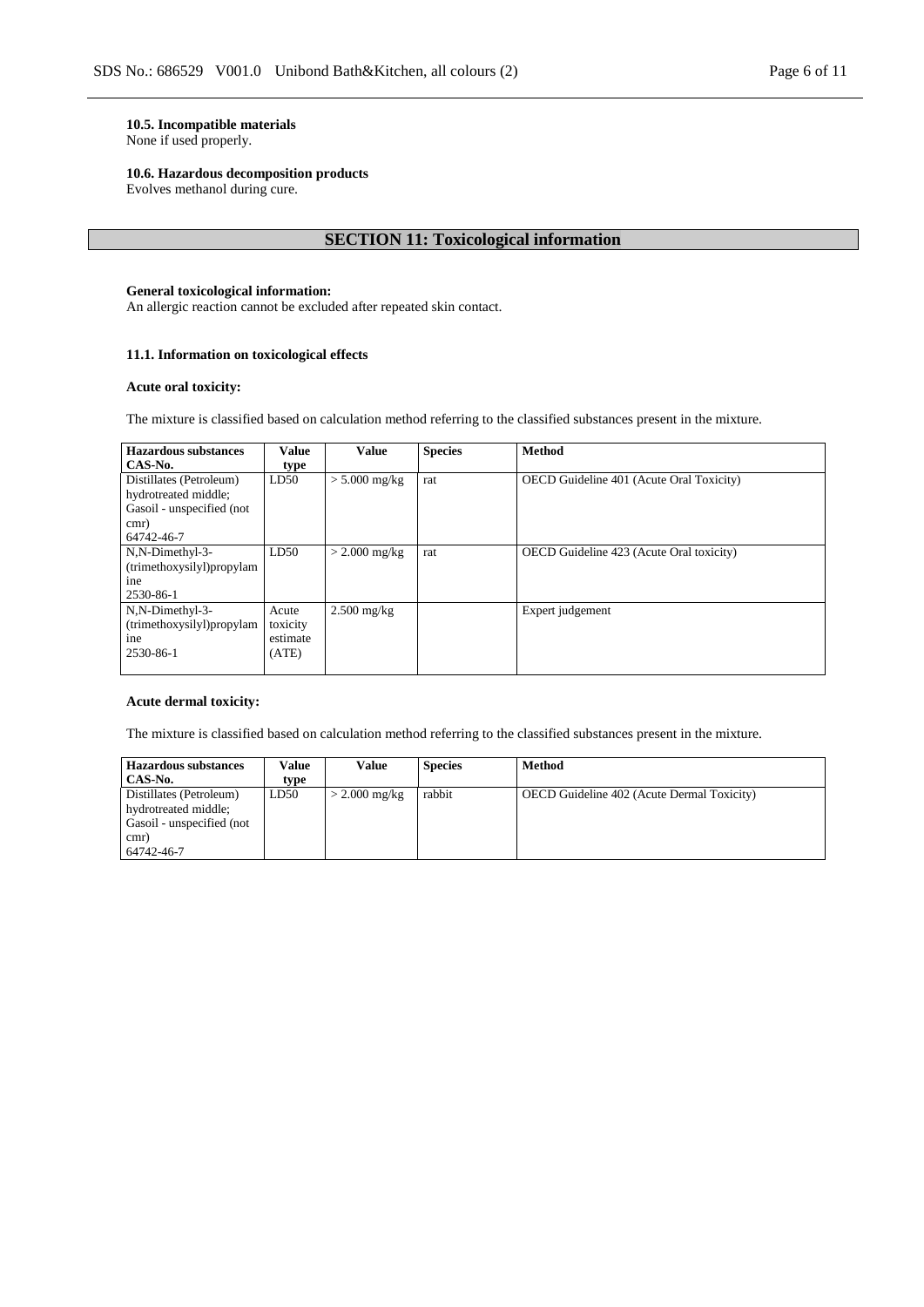**10.5. Incompatible materials**
None if used properly.

**10.6. Hazardous decomposition products**
Evolves methanol during cure.

## SECTION 11: Toxicological information

**General toxicological information:**
An allergic reaction cannot be excluded after repeated skin contact.

**11.1. Information on toxicological effects**

**Acute oral toxicity:**

The mixture is classified based on calculation method referring to the classified substances present in the mixture.

| Hazardous substances CAS-No. | Value type | Value | Species | Method |
|---|---|---|---|---|
| Distillates (Petroleum) hydrotreated middle; Gasoil - unspecified (not cmr) 64742-46-7 | LD50 | > 5.000 mg/kg | rat | OECD Guideline 401 (Acute Oral Toxicity) |
| N,N-Dimethyl-3-(trimethoxysilyl)propylamine 2530-86-1 | LD50 | > 2.000 mg/kg | rat | OECD Guideline 423 (Acute Oral toxicity) |
| N,N-Dimethyl-3-(trimethoxysilyl)propylamine 2530-86-1 | Acute toxicity estimate (ATE) | 2.500 mg/kg | | Expert judgement |

**Acute dermal toxicity:**

The mixture is classified based on calculation method referring to the classified substances present in the mixture.

| Hazardous substances CAS-No. | Value type | Value | Species | Method |
|---|---|---|---|---|
| Distillates (Petroleum) hydrotreated middle; Gasoil - unspecified (not cmr) 64742-46-7 | LD50 | > 2.000 mg/kg | rabbit | OECD Guideline 402 (Acute Dermal Toxicity) |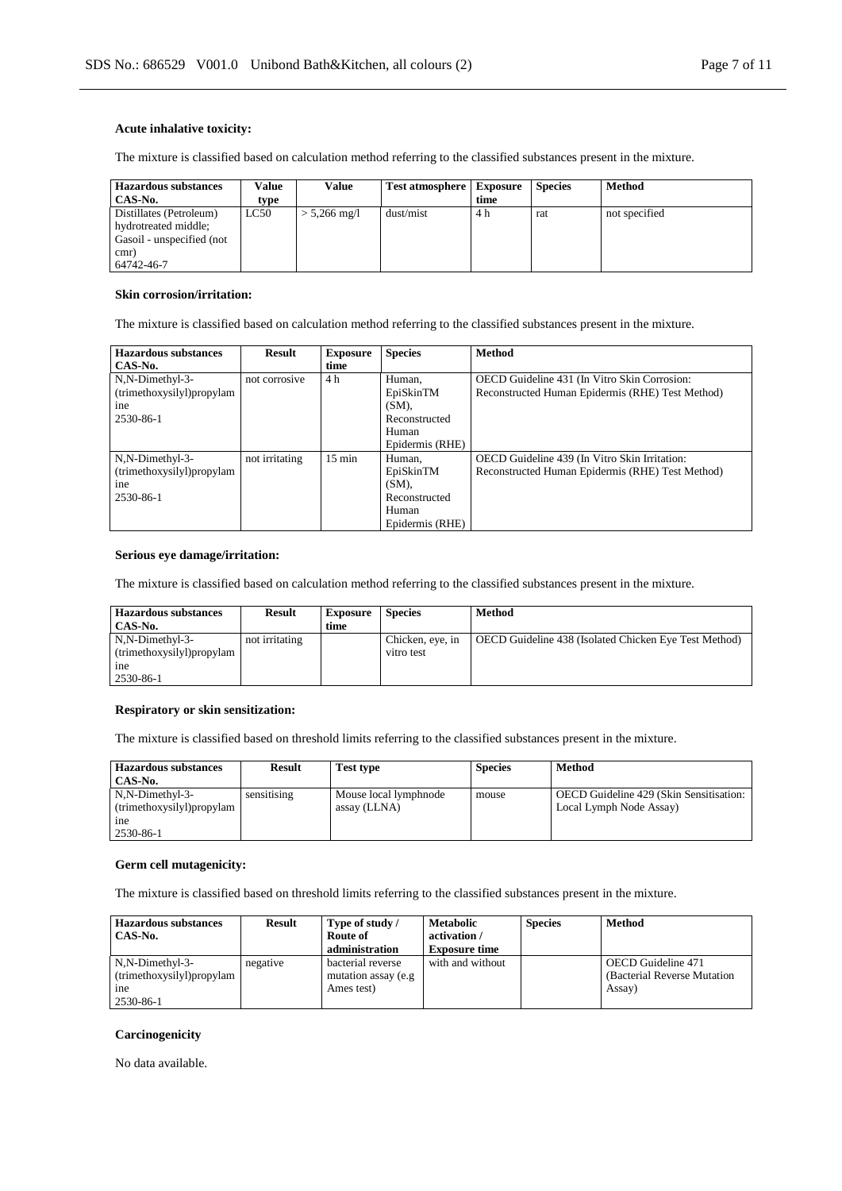#### Acute inhalative toxicity:

The mixture is classified based on calculation method referring to the classified substances present in the mixture.

| Hazardous substances CAS-No. | Value type | Value | Test atmosphere | Exposure time | Species | Method |
|---|---|---|---|---|---|---|
| Distillates (Petroleum) hydrotreated middle; Gasoil - unspecified (not cmr) 64742-46-7 | LC50 | > 5,266 mg/l | dust/mist | 4 h | rat | not specified |

#### Skin corrosion/irritation:

The mixture is classified based on calculation method referring to the classified substances present in the mixture.

| Hazardous substances CAS-No. | Result | Exposure time | Species | Method |
|---|---|---|---|---|
| N,N-Dimethyl-3-(trimethoxysilyl)propylamine 2530-86-1 | not corrosive | 4 h | Human, EpiSkinTM (SM), Reconstructed Human Epidermis (RHE) | OECD Guideline 431 (In Vitro Skin Corrosion: Reconstructed Human Epidermis (RHE) Test Method) |
| N,N-Dimethyl-3-(trimethoxysilyl)propylamine 2530-86-1 | not irritating | 15 min | Human, EpiSkinTM (SM), Reconstructed Human Epidermis (RHE) | OECD Guideline 439 (In Vitro Skin Irritation: Reconstructed Human Epidermis (RHE) Test Method) |

#### Serious eye damage/irritation:

The mixture is classified based on calculation method referring to the classified substances present in the mixture.

| Hazardous substances CAS-No. | Result | Exposure time | Species | Method |
|---|---|---|---|---|
| N,N-Dimethyl-3-(trimethoxysilyl)propylamine 2530-86-1 | not irritating | | Chicken, eye, in vitro test | OECD Guideline 438 (Isolated Chicken Eye Test Method) |

#### Respiratory or skin sensitization:

The mixture is classified based on threshold limits referring to the classified substances present in the mixture.

| Hazardous substances CAS-No. | Result | Test type | Species | Method |
|---|---|---|---|---|
| N,N-Dimethyl-3-(trimethoxysilyl)propylamine 2530-86-1 | sensitising | Mouse local lymphnode assay (LLNA) | mouse | OECD Guideline 429 (Skin Sensitisation: Local Lymph Node Assay) |

#### Germ cell mutagenicity:

The mixture is classified based on threshold limits referring to the classified substances present in the mixture.

| Hazardous substances CAS-No. | Result | Type of study / Route of administration | Metabolic activation / Exposure time | Species | Method |
|---|---|---|---|---|---|
| N,N-Dimethyl-3-(trimethoxysilyl)propylamine 2530-86-1 | negative | bacterial reverse mutation assay (e.g Ames test) | with and without | | OECD Guideline 471 (Bacterial Reverse Mutation Assay) |

#### Carcinogenicity

No data available.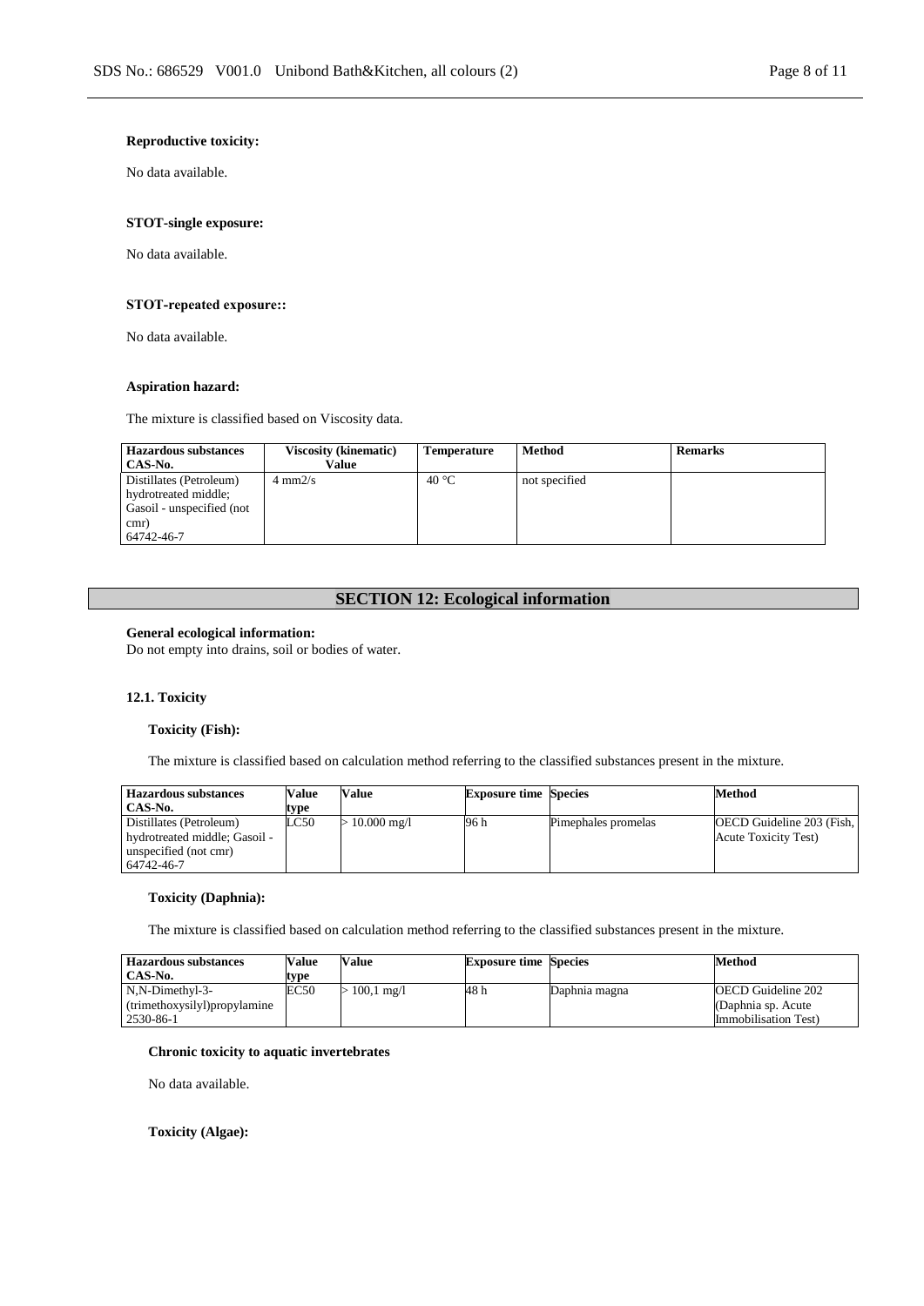**Reproductive toxicity:**

No data available.

**STOT-single exposure:**

No data available.

**STOT-repeated exposure::**

No data available.

**Aspiration hazard:**

The mixture is classified based on Viscosity data.

| Hazardous substances CAS-No. | Viscosity (kinematic) Value | Temperature | Method | Remarks |
|---|---|---|---|---|
| Distillates (Petroleum) hydrotreated middle; Gasoil - unspecified (not cmr) 64742-46-7 | 4 mm2/s | 40 °C | not specified | |

## SECTION 12: Ecological information

**General ecological information:**
Do not empty into drains, soil or bodies of water.

### 12.1. Toxicity

**Toxicity (Fish):**

The mixture is classified based on calculation method referring to the classified substances present in the mixture.

| Hazardous substances CAS-No. | Value type | Value | Exposure time | Species | Method |
|---|---|---|---|---|---|
| Distillates (Petroleum) hydrotreated middle; Gasoil - unspecified (not cmr) 64742-46-7 | LC50 | > 10.000 mg/l | 96 h | Pimephales promelas | OECD Guideline 203 (Fish, Acute Toxicity Test) |

**Toxicity (Daphnia):**

The mixture is classified based on calculation method referring to the classified substances present in the mixture.

| Hazardous substances CAS-No. | Value type | Value | Exposure time | Species | Method |
|---|---|---|---|---|---|
| N,N-Dimethyl-3-(trimethoxysilyl)propylamine 2530-86-1 | EC50 | > 100,1 mg/l | 48 h | Daphnia magna | OECD Guideline 202 (Daphnia sp. Acute Immobilisation Test) |

**Chronic toxicity to aquatic invertebrates**

No data available.

**Toxicity (Algae):**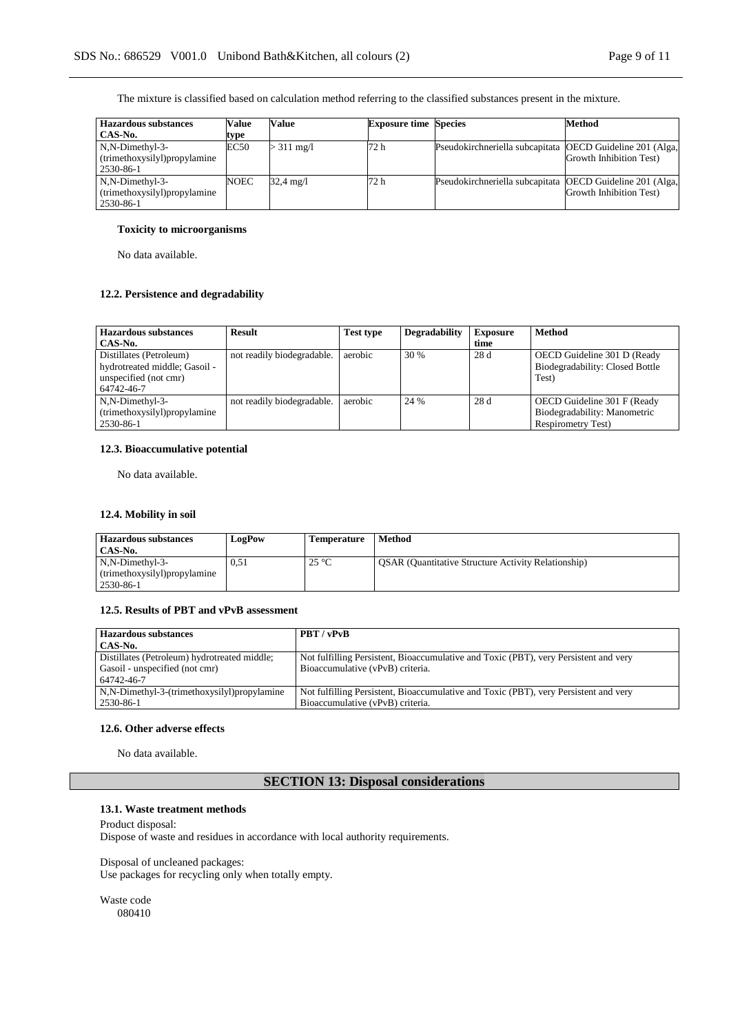The mixture is classified based on calculation method referring to the classified substances present in the mixture.

| Hazardous substances CAS-No. | Value type | Value | Exposure time | Species | Method |
|---|---|---|---|---|---|
| N,N-Dimethyl-3-(trimethoxysilyl)propylamine 2530-86-1 | EC50 | > 311 mg/l | 72 h | Pseudokirchneriella subcapitata | OECD Guideline 201 (Alga, Growth Inhibition Test) |
| N,N-Dimethyl-3-(trimethoxysilyl)propylamine 2530-86-1 | NOEC | 32,4 mg/l | 72 h | Pseudokirchneriella subcapitata | OECD Guideline 201 (Alga, Growth Inhibition Test) |

**Toxicity to microorganisms**

No data available.

### 12.2. Persistence and degradability

| Hazardous substances CAS-No. | Result | Test type | Degradability | Exposure time | Method |
|---|---|---|---|---|---|
| Distillates (Petroleum) hydrotreated middle; Gasoil - unspecified (not cmr) 64742-46-7 | not readily biodegradable. | aerobic | 30 % | 28 d | OECD Guideline 301 D (Ready Biodegradability: Closed Bottle Test) |
| N,N-Dimethyl-3-(trimethoxysilyl)propylamine 2530-86-1 | not readily biodegradable. | aerobic | 24 % | 28 d | OECD Guideline 301 F (Ready Biodegradability: Manometric Respirometry Test) |

### 12.3. Bioaccumulative potential

No data available.

### 12.4. Mobility in soil

| Hazardous substances CAS-No. | LogPow | Temperature | Method |
|---|---|---|---|
| N,N-Dimethyl-3-(trimethoxysilyl)propylamine 2530-86-1 | 0,51 | 25 °C | QSAR (Quantitative Structure Activity Relationship) |

### 12.5. Results of PBT and vPvB assessment

| Hazardous substances CAS-No. | PBT / vPvB |
|---|---|
| Distillates (Petroleum) hydrotreated middle; Gasoil - unspecified (not cmr) 64742-46-7 | Not fulfilling Persistent, Bioaccumulative and Toxic (PBT), very Persistent and very Bioaccumulative (vPvB) criteria. |
| N,N-Dimethyl-3-(trimethoxysilyl)propylamine 2530-86-1 | Not fulfilling Persistent, Bioaccumulative and Toxic (PBT), very Persistent and very Bioaccumulative (vPvB) criteria. |

### 12.6. Other adverse effects

No data available.

## SECTION 13: Disposal considerations

### 13.1. Waste treatment methods

Product disposal:
Dispose of waste and residues in accordance with local authority requirements.

Disposal of uncleaned packages:
Use packages for recycling only when totally empty.

Waste code
080410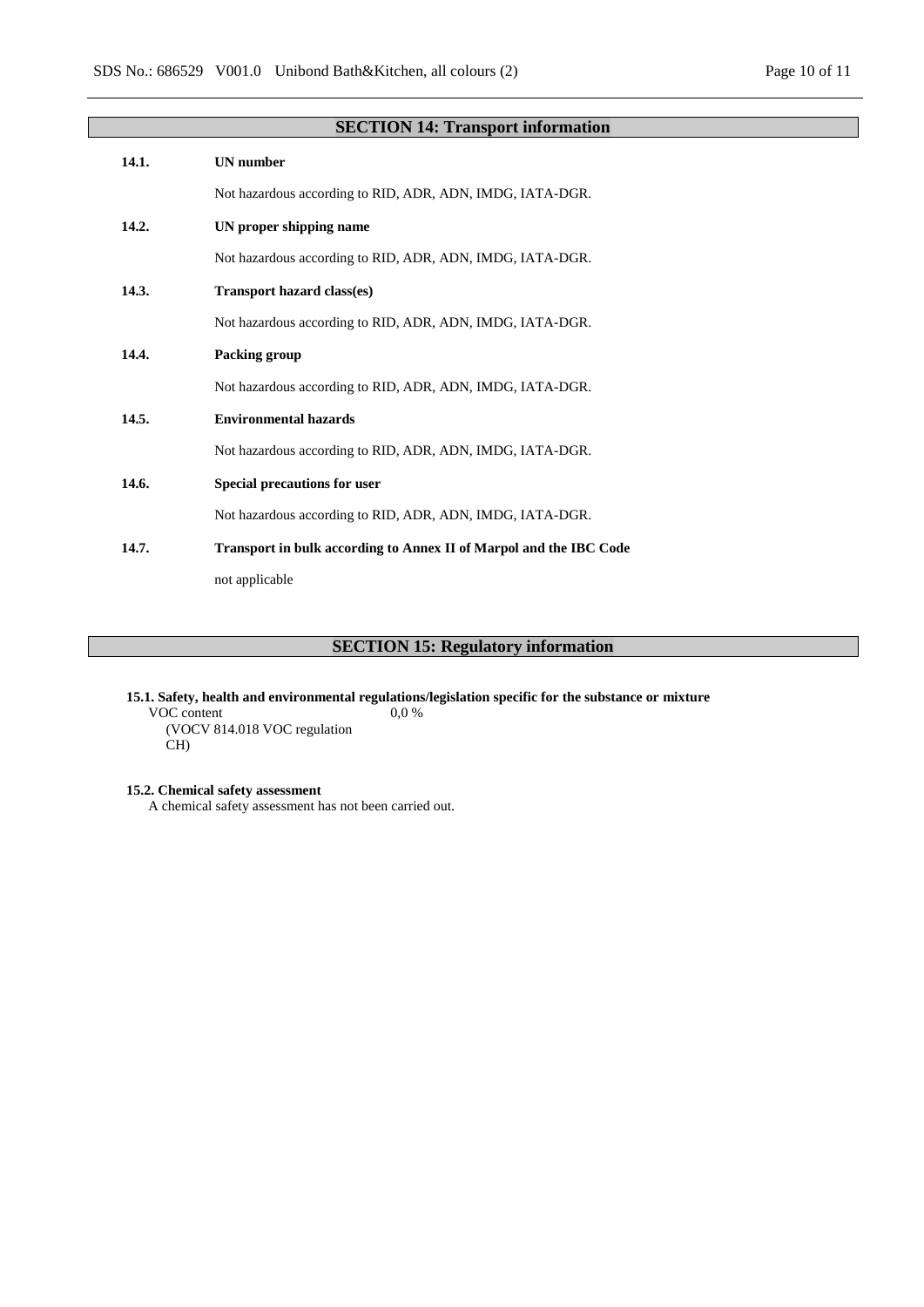## SECTION 14: Transport information

**14.1. UN number**

Not hazardous according to RID, ADR, ADN, IMDG, IATA-DGR.

**14.2. UN proper shipping name**

Not hazardous according to RID, ADR, ADN, IMDG, IATA-DGR.

**14.3. Transport hazard class(es)**

Not hazardous according to RID, ADR, ADN, IMDG, IATA-DGR.

**14.4. Packing group**

Not hazardous according to RID, ADR, ADN, IMDG, IATA-DGR.

**14.5. Environmental hazards**

Not hazardous according to RID, ADR, ADN, IMDG, IATA-DGR.

**14.6. Special precautions for user**

Not hazardous according to RID, ADR, ADN, IMDG, IATA-DGR.

**14.7. Transport in bulk according to Annex II of Marpol and the IBC Code**

not applicable

## SECTION 15: Regulatory information

**15.1. Safety, health and environmental regulations/legislation specific for the substance or mixture**

| | |
|---|---|
| VOC content (VOCV 814.018 VOC regulation CH) | 0,0 % |

**15.2. Chemical safety assessment**

A chemical safety assessment has not been carried out.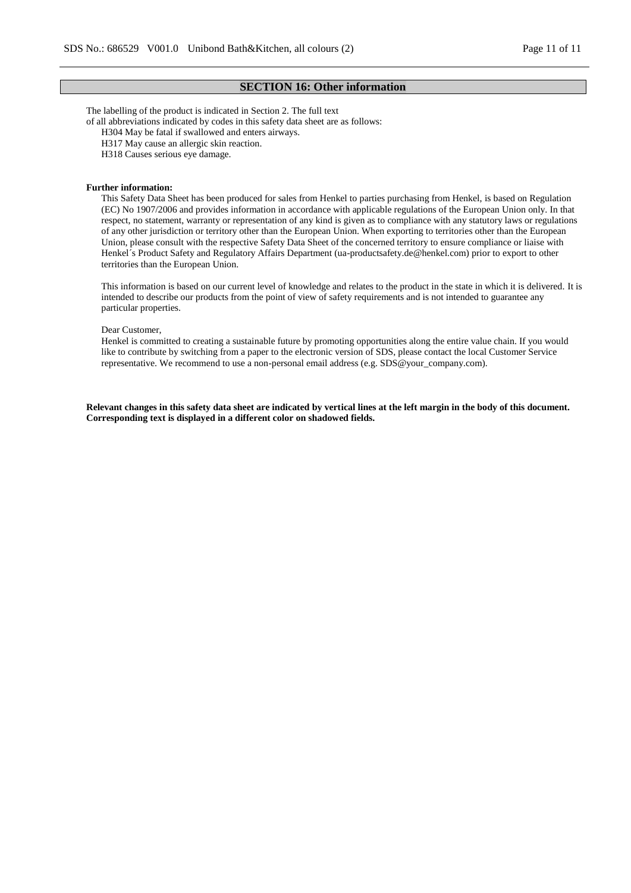## SECTION 16: Other information

The labelling of the product is indicated in Section 2. The full text of all abbreviations indicated by codes in this safety data sheet are as follows:

H304 May be fatal if swallowed and enters airways.
H317 May cause an allergic skin reaction.
H318 Causes serious eye damage.

**Further information:**

This Safety Data Sheet has been produced for sales from Henkel to parties purchasing from Henkel, is based on Regulation (EC) No 1907/2006 and provides information in accordance with applicable regulations of the European Union only. In that respect, no statement, warranty or representation of any kind is given as to compliance with any statutory laws or regulations of any other jurisdiction or territory other than the European Union. When exporting to territories other than the European Union, please consult with the respective Safety Data Sheet of the concerned territory to ensure compliance or liaise with Henkel´s Product Safety and Regulatory Affairs Department (ua-productsafety.de@henkel.com) prior to export to other territories than the European Union.

This information is based on our current level of knowledge and relates to the product in the state in which it is delivered. It is intended to describe our products from the point of view of safety requirements and is not intended to guarantee any particular properties.

Dear Customer,

Henkel is committed to creating a sustainable future by promoting opportunities along the entire value chain. If you would like to contribute by switching from a paper to the electronic version of SDS, please contact the local Customer Service representative. We recommend to use a non-personal email address (e.g. SDS@your_company.com).

**Relevant changes in this safety data sheet are indicated by vertical lines at the left margin in the body of this document. Corresponding text is displayed in a different color on shadowed fields.**